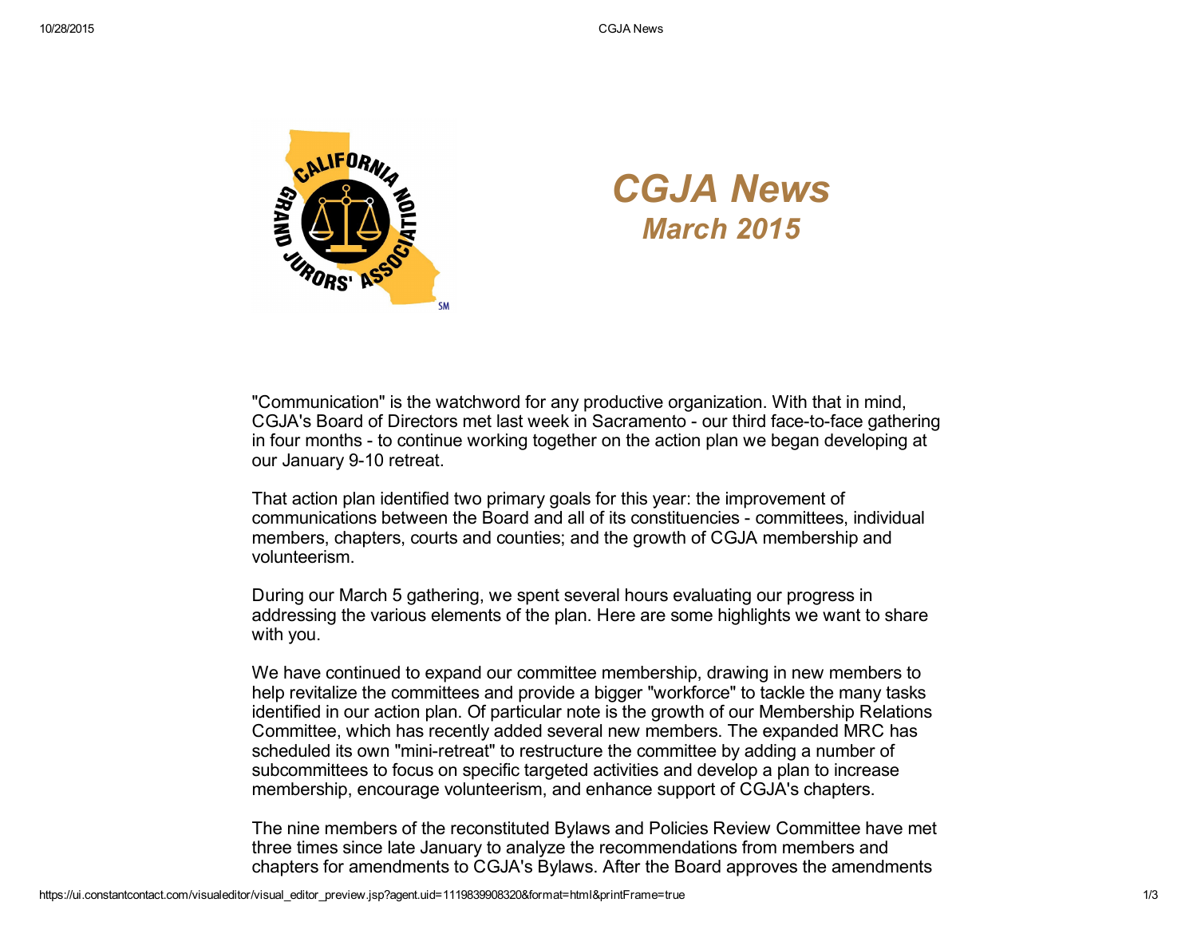# CGJA News

## March 2015

"Communication" is the watchword for any productive organization. With that in mind, CGJA's Board of Directors met last week in Sacramento - our third face-to-face gathering in four months - to continue working together on the action plan we began developing at our January 9-10 retreat.

That action plan identified two primary goals for this year: the improvement of communications between the Board and all of its constituencies - committees, individual members, chapters, courts and counties; and the growth of CGJA membership and volunteerism.

During our March 5 gathering, we spent several hours evaluating our progress in addressing the various elements of the plan. Here are some highlights we want to share with you.

We have continued to expand our committee membership, drawing in new members to help revitalize the committees and provide a bigger "workforce" to tackle the many tasks identified in our action plan. Of particular note is the growth of our Membership Relations Committee, which has recently added several new members. The expanded MRC has scheduled its own "mini-retreat" to restructure the committee by adding a number of subcommittees to focus on specific targeted activities and develop a plan to increase membership, encourage volunteerism, and enhance support of CGJA's chapters.

The nine members of the reconstituted Bylaws and Policies Review Committee have met three times since late January to analyze the recommendations from members and chapters for amendments to CGJA's Bylaws. After the Board approves the amendments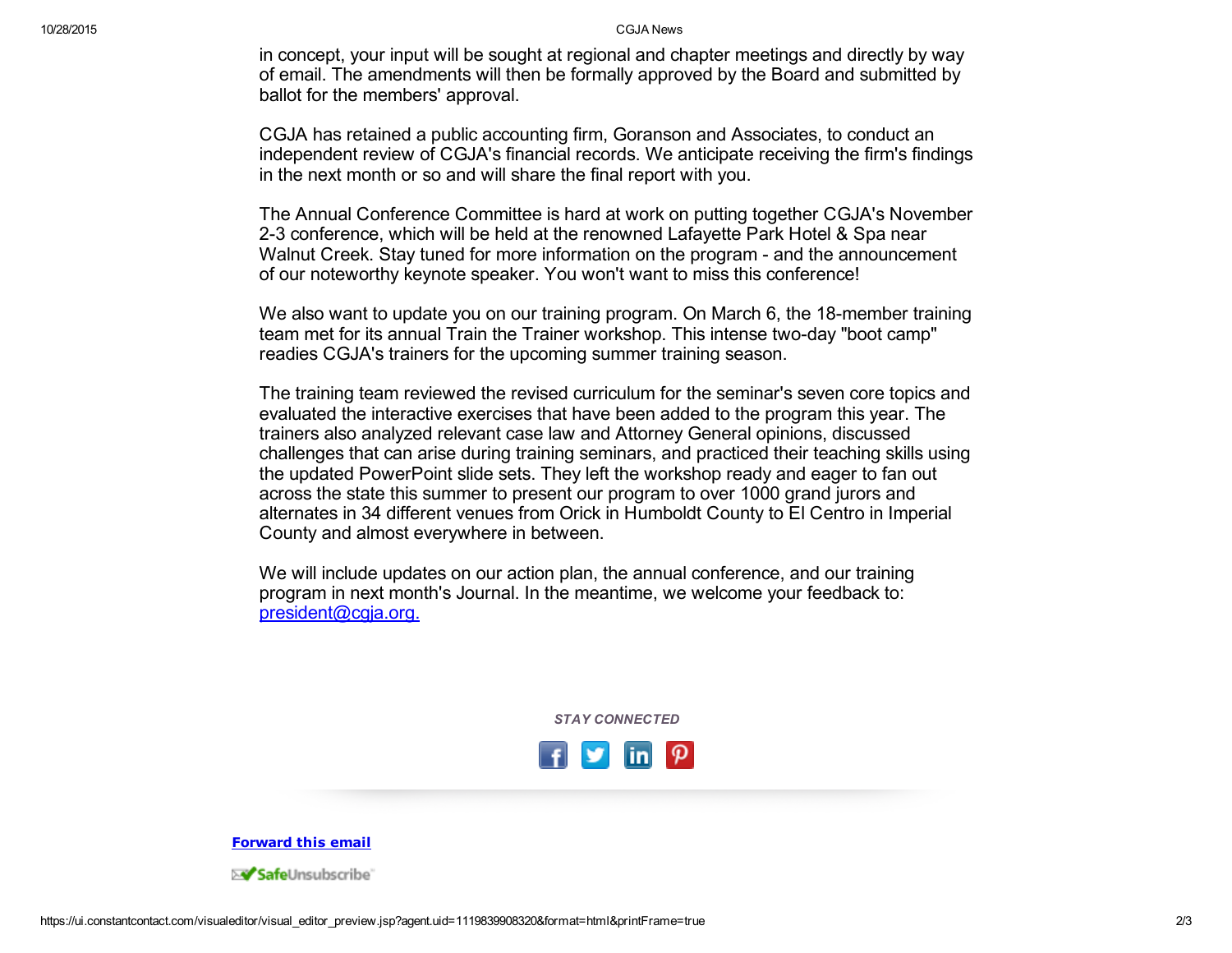in concept, your input will be sought at regional and chapter meetings and directly by way of email. The amendments will then be formally approved by the Board and submitted by ballot for the members' approval.

CGJA has retained a public accounting firm, Goranson and Associates, to conduct an independent review of CGJA's financial records. We anticipate receiving the firm's findings in the next month or so and will share the final report with you.

The Annual Conference Committee is hard at work on putting together CGJA's November 2-3 conference, which will be held at the renowned Lafayette Park Hotel & Spa near Walnut Creek. Stay tuned for more information on the program - and the announcement of our noteworthy keynote speaker. You won't want to miss this conference!

We also want to update you on our training program. On March 6, the 18-member training team met for its annual Train the Trainer workshop. This intense two-day "boot camp" readies CGJA's trainers for the upcoming summer training season.

The training team reviewed the revised curriculum for the seminar's seven core topics and evaluated the interactive exercises that have been added to the program this year. The trainers also analyzed relevant case law and Attorney General opinions, discussed challenges that can arise during training seminars, and practiced their teaching skills using the updated PowerPoint slide sets. They left the workshop ready and eager to fan out across the state this summer to present our program to over 1000 grand jurors and alternates in 34 different venues from Orick in Humboldt County to El Centro in Imperial County and almost everywhere in between.

We will include updates on our action plan, the annual conference, and our training program in next month's Journal. In the meantime, we welcome your feedback to: [president@cgja.org.](mailto:president@cgja.org)

*STAY CONNECTED*

**Forward this email**

SafeUnsubscribe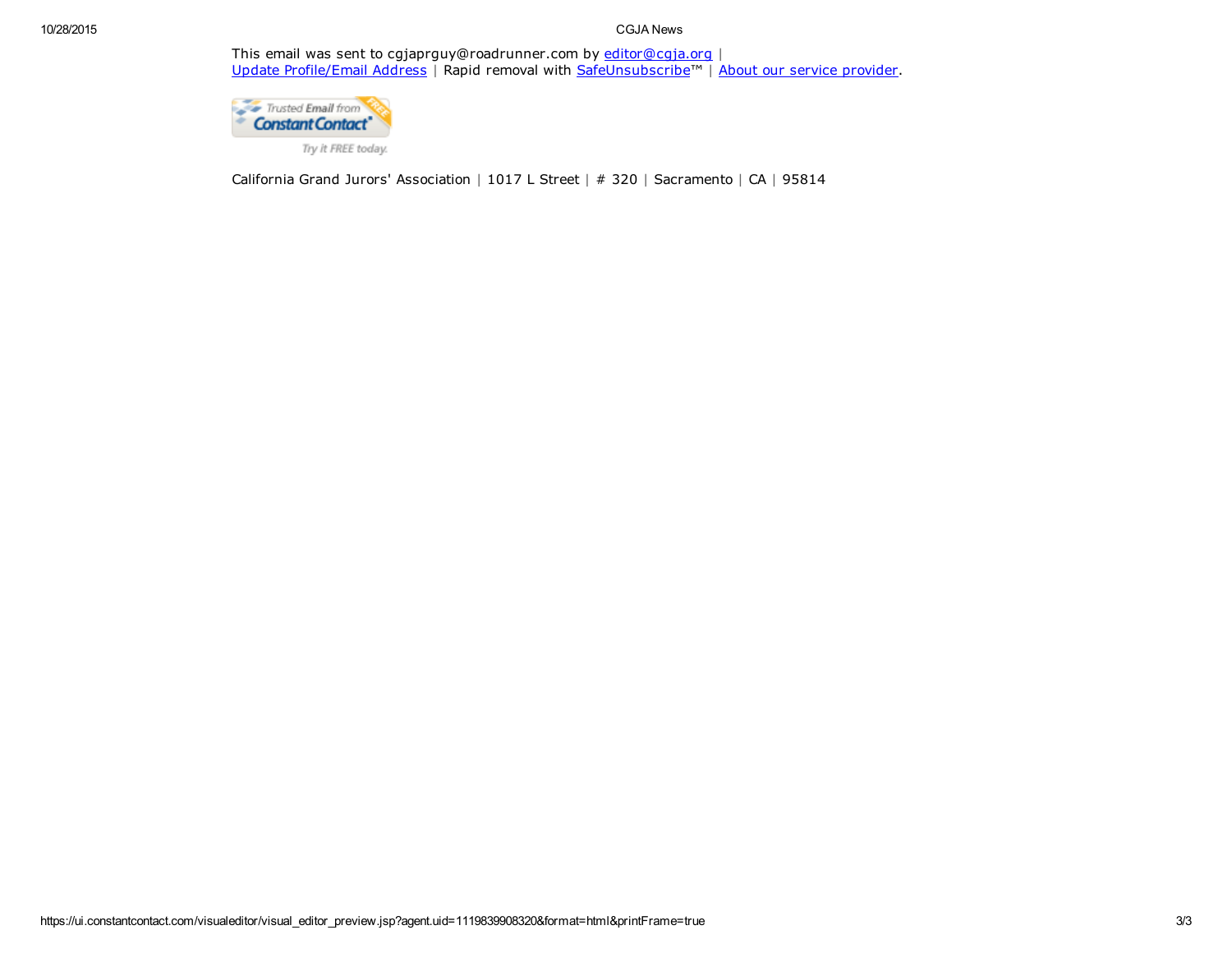This email was sent to cgjaprguy@roadrunner.com by editor@cgja.org |
Update Profile/Email Address | Rapid removal with SafeUnsubscribe™ | About our service provider.

Trusted Email from Constant Contact
Try it FREE today.

California Grand Jurors' Association | 1017 L Street | # 320 | Sacramento | CA | 95814